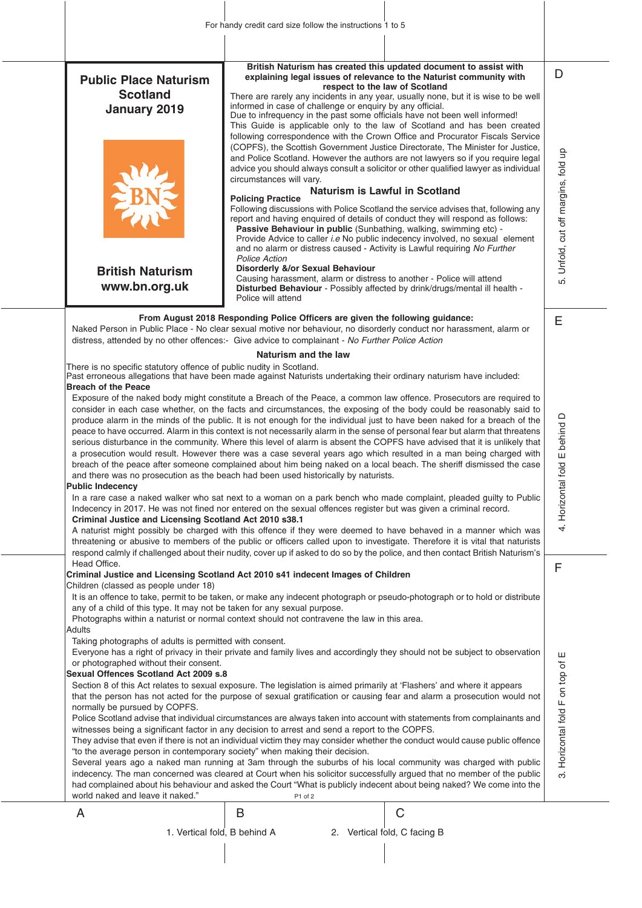For handy credit card size follow the instructions 1 to 5

# Public Place Naturism Scotland January 2019

**British Naturism**
**www.bn.org.uk**

**British Naturism has created this updated document to assist with explaining legal issues of relevance to the Naturist community with respect to the law of Scotland**

There are rarely any incidents in any year, usually none, but it is wise to be well informed in case of challenge or enquiry by any official.
Due to infrequency in the past some officials have not been well informed!
This Guide is applicable only to the law of Scotland and has been created following correspondence with the Crown Office and Procurator Fiscals Service (COPFS), the Scottish Government Justice Directorate, The Minister for Justice, and Police Scotland. However the authors are not lawyers so if you require legal advice you should always consult a solicitor or other qualified lawyer as individual circumstances will vary.

## Naturism is Lawful in Scotland

**Policing Practice**

Following discussions with Police Scotland the service advises that, following any report and having enquired of details of conduct they will respond as follows:

- **Passive Behaviour in public** (Sunbathing, walking, swimming etc) - Provide Advice to caller *i.e* No public indecency involved, no sexual element and no alarm or distress caused - Activity is Lawful requiring *No Further Police Action*
- **Disorderly &/or Sexual Behaviour** Causing harassment, alarm or distress to another - Police will attend
- **Disturbed Behaviour** - Possibly affected by drink/drugs/mental ill health - Police will attend

**From August 2018 Responding Police Officers are given the following guidance:**

Naked Person in Public Place - No clear sexual motive nor behaviour, no disorderly conduct nor harassment, alarm or distress, attended by no other offences:- Give advice to complainant - *No Further Police Action*

## Naturism and the law

There is no specific statutory offence of public nudity in Scotland.
Past erroneous allegations that have been made against Naturists undertaking their ordinary naturism have included:

**Breach of the Peace**

Exposure of the naked body might constitute a Breach of the Peace, a common law offence. Prosecutors are required to consider in each case whether, on the facts and circumstances, the exposing of the body could be reasonably said to produce alarm in the minds of the public. It is not enough for the individual just to have been naked for a breach of the peace to have occurred. Alarm in this context is not necessarily alarm in the sense of personal fear but alarm that threatens serious disturbance in the community. Where this level of alarm is absent the COPFS have advised that it is unlikely that a prosecution would result. However there was a case several years ago which resulted in a man being charged with breach of the peace after someone complained about him being naked on a local beach. The sheriff dismissed the case and there was no prosecution as the beach had been used historically by naturists.

**Public Indecency**

In a rare case a naked walker who sat next to a woman on a park bench who made complaint, pleaded guilty to Public Indecency in 2017. He was not fined nor entered on the sexual offences register but was given a criminal record.

**Criminal Justice and Licensing Scotland Act 2010 s38.1**

A naturist might possibly be charged with this offence if they were deemed to have behaved in a manner which was threatening or abusive to members of the public or officers called upon to investigate. Therefore it is vital that naturists respond calmly if challenged about their nudity, cover up if asked to do so by the police, and then contact British Naturism's Head Office.

**Criminal Justice and Licensing Scotland Act 2010 s41 indecent Images of Children**

Children (classed as people under 18)

It is an offence to take, permit to be taken, or make any indecent photograph or pseudo-photograph or to hold or distribute any of a child of this type. It may not be taken for any sexual purpose.
Photographs within a naturist or normal context should not contravene the law in this area.

Adults

Taking photographs of adults is permitted with consent.
Everyone has a right of privacy in their private and family lives and accordingly they should not be subject to observation or photographed without their consent.

**Sexual Offences Scotland Act 2009 s.8**

Section 8 of this Act relates to sexual exposure. The legislation is aimed primarily at 'Flashers' and where it appears that the person has not acted for the purpose of sexual gratification or causing fear and alarm a prosecution would not normally be pursued by COPFS.
Police Scotland advise that individual circumstances are always taken into account with statements from complainants and witnesses being a significant factor in any decision to arrest and send a report to the COPFS.
They advise that even if there is not an individual victim they may consider whether the conduct would cause public offence "to the average person in contemporary society" when making their decision.
Several years ago a naked man running at 3am through the suburbs of his local community was charged with public indecency. The man concerned was cleared at Court when his solicitor successfully argued that no member of the public had complained about his behaviour and asked the Court "What is publicly indecent about being naked? We come into the world naked and leave it naked."

D — 5. Unfold, cut off margins, fold up
E — 4. Horizontal fold E behind D
F — 3. Horizontal fold F on top of E
A B C
1. Vertical fold, B behind A
2. Vertical fold, C facing B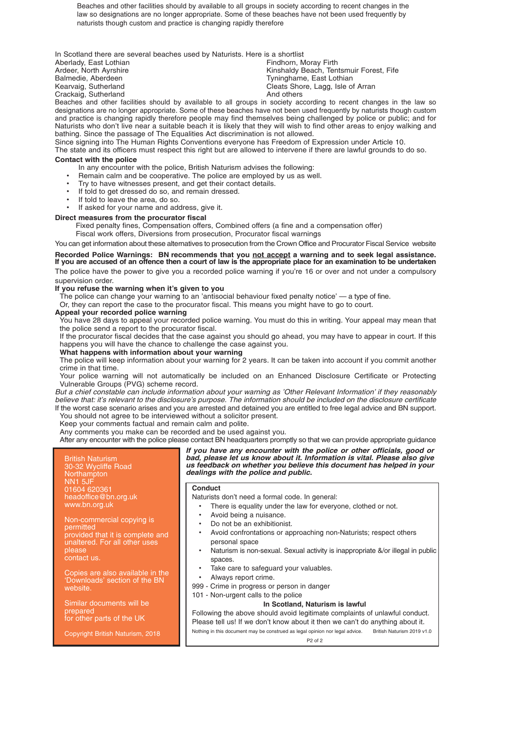Beaches and other facilities should by available to all groups in society according to recent changes in the law so designations are no longer appropriate. Some of these beaches have not been used frequently by naturists though custom and practice is changing rapidly therefore

In Scotland there are several beaches used by Naturists. Here is a shortlist

- Aberlady, East Lothian
- Ardeer, North Ayrshire
- Balmedie, Aberdeen
- Kearvaig, Sutherland
- Crackaig, Sutherland
- Findhorn, Moray Firth
- Kinshaldy Beach, Tentsmuir Forest, Fife
- Tyninghame, East Lothian
- Cleats Shore, Lagg, Isle of Arran
- And others

Beaches and other facilities should by available to all groups in society according to recent changes in the law so designations are no longer appropriate. Some of these beaches have not been used frequently by naturists though custom and practice is changing rapidly therefore people may find themselves being challenged by police or public; and for Naturists who don't live near a suitable beach it is likely that they will wish to find other areas to enjoy walking and bathing. Since the passage of The Equalities Act discrimination is not allowed.

Since signing into The Human Rights Conventions everyone has Freedom of Expression under Article 10.

The state and its officers must respect this right but are allowed to intervene if there are lawful grounds to do so.

**Contact with the police**

In any encounter with the police, British Naturism advises the following:

- Remain calm and be cooperative. The police are employed by us as well.
- Try to have witnesses present, and get their contact details.
- If told to get dressed do so, and remain dressed.
- If told to leave the area, do so.
- If asked for your name and address, give it.

**Direct measures from the procurator fiscal**

Fixed penalty fines, Compensation offers, Combined offers (a fine and a compensation offer)
Fiscal work offers, Diversions from prosecution, Procurator fiscal warnings

You can get information about these alternatives to prosecution from the Crown Office and Procurator Fiscal Service website

**Recorded Police Warnings: BN recommends that you <u>not accept</u> a warning and to seek legal assistance. If you are accused of an offence then a court of law is the appropriate place for an examination to be undertaken**

The police have the power to give you a recorded police warning if you're 16 or over and not under a compulsory supervision order.

**If you refuse the warning when it's given to you**

The police can change your warning to an 'antisocial behaviour fixed penalty notice' — a type of fine.

Or, they can report the case to the procurator fiscal. This means you might have to go to court.

**Appeal your recorded police warning**

You have 28 days to appeal your recorded police warning. You must do this in writing. Your appeal may mean that the police send a report to the procurator fiscal.

If the procurator fiscal decides that the case against you should go ahead, you may have to appear in court. If this happens you will have the chance to challenge the case against you.

**What happens with information about your warning**

The police will keep information about your warning for 2 years. It can be taken into account if you commit another crime in that time.

Your police warning will not automatically be included on an Enhanced Disclosure Certificate or Protecting Vulnerable Groups (PVG) scheme record.

*But a chief constable can include information about your warning as 'Other Relevant Information' if they reasonably believe that: it's relevant to the disclosure's purpose. The information should be included on the disclosure certificate*

If the worst case scenario arises and you are arrested and detained you are entitled to free legal advice and BN support.

You should not agree to be interviewed without a solicitor present.

Keep your comments factual and remain calm and polite.

Any comments you make can be recorded and be used against you.

After any encounter with the police please contact BN headquarters promptly so that we can provide appropriate guidance

British Naturism
30-32 Wycliffe Road
Northampton
NN1 5JF
01604 620361
headoffice@bn.org.uk
www.bn.org.uk

Non-commercial copying is permitted provided that it is complete and unaltered. For all other uses please contact us.

Copies are also available in the 'Downloads' section of the BN website.

Similar documents will be prepared for other parts of the UK

Copyright British Naturism, 2018

***If you have any encounter with the police or other officials, good or bad, please let us know about it. Information is vital. Please also give us feedback on whether you believe this document has helped in your dealings with the police and public.***

**Conduct**

Naturists don't need a formal code. In general:

- There is equality under the law for everyone, clothed or not.
- Avoid being a nuisance.
- Do not be an exhibitionist.
- Avoid confrontations or approaching non-Naturists; respect others personal space
- Naturism is non-sexual. Sexual activity is inappropriate &/or illegal in public spaces.
- Take care to safeguard your valuables.
- Always report crime.

999 - Crime in progress or person in danger
101 - Non-urgent calls to the police

**In Scotland, Naturism is lawful**

Following the above should avoid legitimate complaints of unlawful conduct.
Please tell us! If we don't know about it then we can't do anything about it.

Nothing in this document may be construed as legal opinion nor legal advice. British Naturism 2019 v1.0